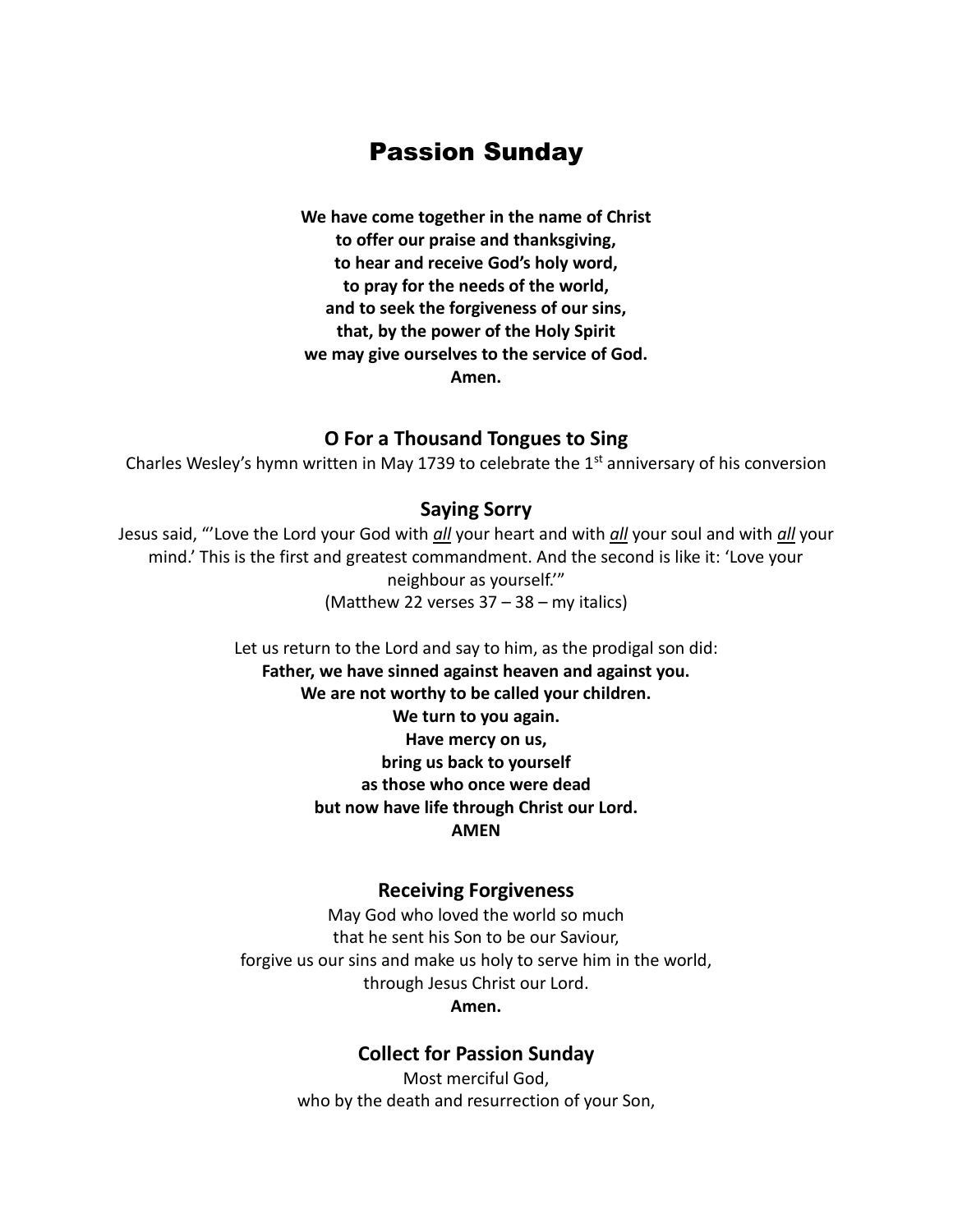# Passion Sunday

**We have come together in the name of Christ**
**to offer our praise and thanksgiving,**
**to hear and receive God's holy word,**
**to pray for the needs of the world,**
**and to seek the forgiveness of our sins,**
**that, by the power of the Holy Spirit**
**we may give ourselves to the service of God.**
**Amen.**

### O For a Thousand Tongues to Sing

Charles Wesley's hymn written in May 1739 to celebrate the 1st anniversary of his conversion

### Saying Sorry

Jesus said, "'Love the Lord your God with ***all*** your heart and with ***all*** your soul and with ***all*** your mind.' This is the first and greatest commandment. And the second is like it: 'Love your neighbour as yourself.'"
(Matthew 22 verses 37 – 38 – my italics)

Let us return to the Lord and say to him, as the prodigal son did:
**Father, we have sinned against heaven and against you.**
**We are not worthy to be called your children.**
**We turn to you again.**
**Have mercy on us,**
**bring us back to yourself**
**as those who once were dead**
**but now have life through Christ our Lord.**
**AMEN**

### Receiving Forgiveness

May God who loved the world so much
that he sent his Son to be our Saviour,
forgive us our sins and make us holy to serve him in the world,
through Jesus Christ our Lord.
**Amen.**

### Collect for Passion Sunday

Most merciful God,
who by the death and resurrection of your Son,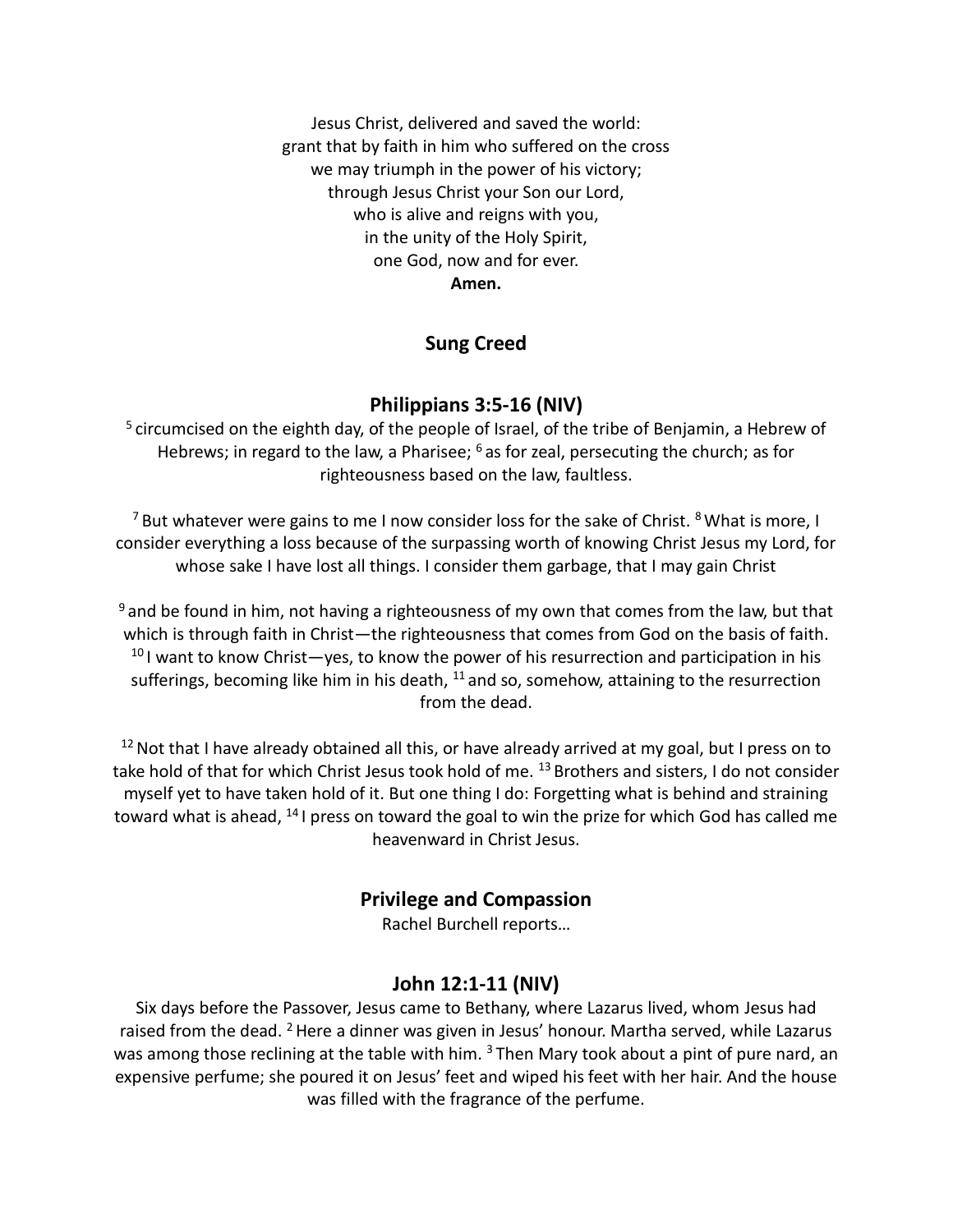Jesus Christ, delivered and saved the world:
grant that by faith in him who suffered on the cross
we may triumph in the power of his victory;
through Jesus Christ your Son our Lord,
who is alive and reigns with you,
in the unity of the Holy Spirit,
one God, now and for ever.
**Amen.**

## Sung Creed

## Philippians 3:5-16 (NIV)

[5] circumcised on the eighth day, of the people of Israel, of the tribe of Benjamin, a Hebrew of Hebrews; in regard to the law, a Pharisee; [6] as for zeal, persecuting the church; as for righteousness based on the law, faultless.

[7] But whatever were gains to me I now consider loss for the sake of Christ. [8] What is more, I consider everything a loss because of the surpassing worth of knowing Christ Jesus my Lord, for whose sake I have lost all things. I consider them garbage, that I may gain Christ

[9] and be found in him, not having a righteousness of my own that comes from the law, but that which is through faith in Christ—the righteousness that comes from God on the basis of faith. [10] I want to know Christ—yes, to know the power of his resurrection and participation in his sufferings, becoming like him in his death, [11] and so, somehow, attaining to the resurrection from the dead.

[12] Not that I have already obtained all this, or have already arrived at my goal, but I press on to take hold of that for which Christ Jesus took hold of me. [13] Brothers and sisters, I do not consider myself yet to have taken hold of it. But one thing I do: Forgetting what is behind and straining toward what is ahead, [14] I press on toward the goal to win the prize for which God has called me heavenward in Christ Jesus.

## Privilege and Compassion

Rachel Burchell reports…

## John 12:1-11 (NIV)

Six days before the Passover, Jesus came to Bethany, where Lazarus lived, whom Jesus had raised from the dead. [2] Here a dinner was given in Jesus' honour. Martha served, while Lazarus was among those reclining at the table with him. [3] Then Mary took about a pint of pure nard, an expensive perfume; she poured it on Jesus' feet and wiped his feet with her hair. And the house was filled with the fragrance of the perfume.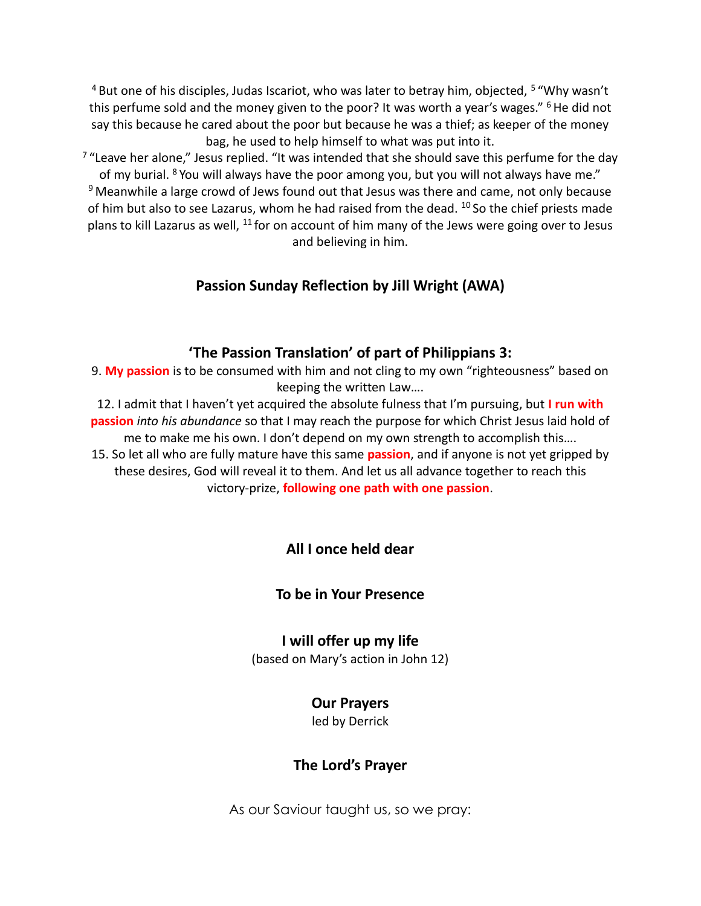[4] But one of his disciples, Judas Iscariot, who was later to betray him, objected, [5] "Why wasn't this perfume sold and the money given to the poor? It was worth a year's wages." [6] He did not say this because he cared about the poor but because he was a thief; as keeper of the money bag, he used to help himself to what was put into it.
[7] "Leave her alone," Jesus replied. "It was intended that she should save this perfume for the day of my burial. [8] You will always have the poor among you, but you will not always have me."
[9] Meanwhile a large crowd of Jews found out that Jesus was there and came, not only because of him but also to see Lazarus, whom he had raised from the dead. [10] So the chief priests made plans to kill Lazarus as well, [11] for on account of him many of the Jews were going over to Jesus and believing in him.

## Passion Sunday Reflection by Jill Wright (AWA)

## 'The Passion Translation' of part of Philippians 3:

9. **My passion** is to be consumed with him and not cling to my own "righteousness" based on keeping the written Law….
12. I admit that I haven't yet acquired the absolute fulness that I'm pursuing, but **I run with passion** *into his abundance* so that I may reach the purpose for which Christ Jesus laid hold of me to make me his own. I don't depend on my own strength to accomplish this….
15. So let all who are fully mature have this same **passion**, and if anyone is not yet gripped by these desires, God will reveal it to them. And let us all advance together to reach this victory-prize, **following one path with one passion**.

**All I once held dear**

**To be in Your Presence**

**I will offer up my life**
(based on Mary's action in John 12)

**Our Prayers**
led by Derrick

**The Lord's Prayer**

As our Saviour taught us, so we pray: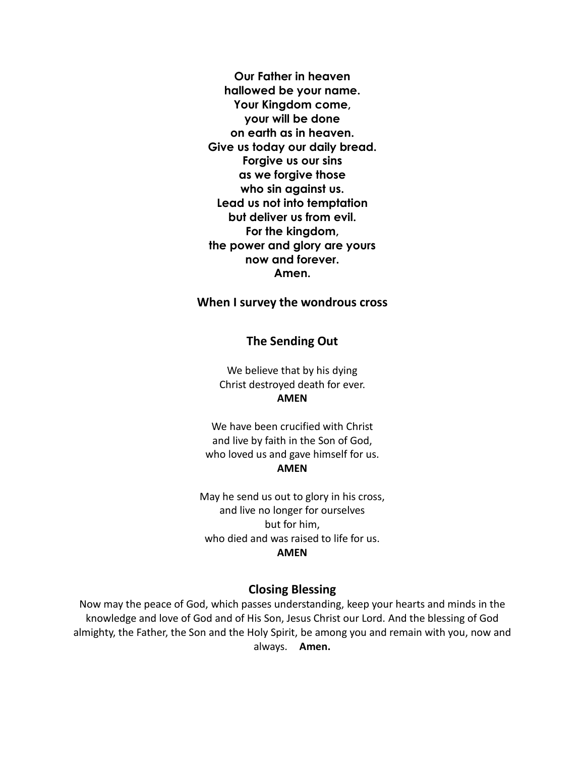**Our Father in heaven**
**hallowed be your name.**
**Your Kingdom come,**
**your will be done**
**on earth as in heaven.**
**Give us today our daily bread.**
**Forgive us our sins**
**as we forgive those**
**who sin against us.**
**Lead us not into temptation**
**but deliver us from evil.**
**For the kingdom,**
**the power and glory are yours**
**now and forever.**
**Amen.**

**When I survey the wondrous cross**

## The Sending Out

We believe that by his dying
Christ destroyed death for ever.
**AMEN**

We have been crucified with Christ
and live by faith in the Son of God,
who loved us and gave himself for us.
**AMEN**

May he send us out to glory in his cross,
and live no longer for ourselves
but for him,
who died and was raised to life for us.
**AMEN**

## Closing Blessing

Now may the peace of God, which passes understanding, keep your hearts and minds in the knowledge and love of God and of His Son, Jesus Christ our Lord. And the blessing of God almighty, the Father, the Son and the Holy Spirit, be among you and remain with you, now and always. **Amen.**